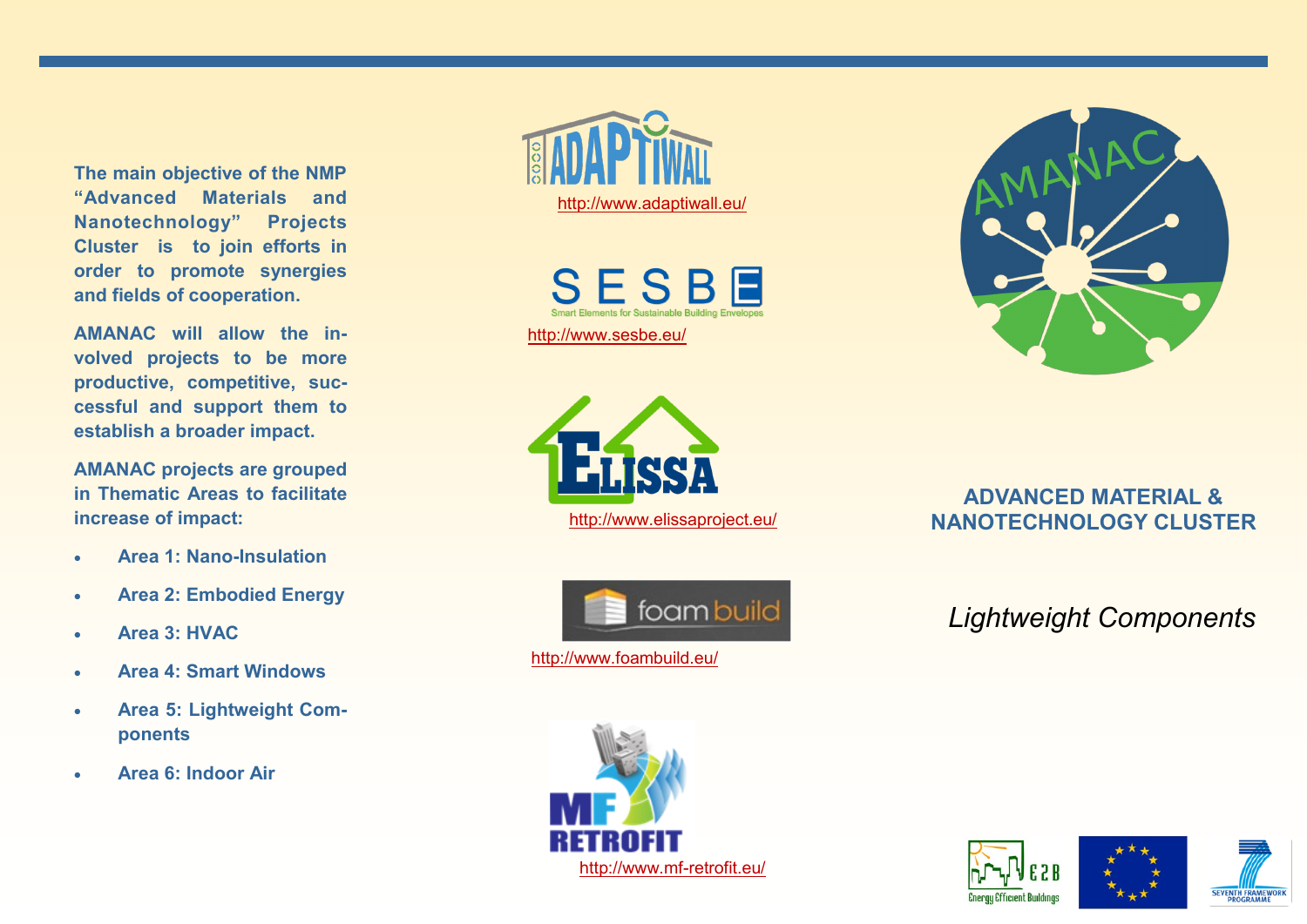The main objective of the NMP "Advanced Materials and Nanotechnology" Projects Cluster is to join efforts in order to promote synergies and fields of cooperation.

AMANAC will allow the involved projects to be more productive, competitive, successful and support them to establish a broader impact.

AMANAC projects are grouped in Thematic Areas to facilitate increase of impact:

- Area 1: Nano-Insulation
- Area 2: Embodied Energy
- Area 3: HVAC
- Area 4: Smart Windows
- Area 5: Lightweight Components
- Area 6: Indoor Air

ADAPTIWALL

http://www.adaptiwall.eu/

SESBE – Smart Elements for Sustainable Building Envelopes

http://www.sesbe.eu/

ELISSA

http://www.elissaproject.eu/

foambuild

http://www.foambuild.eu/

MF RETROFIT

http://www.mf-retrofit.eu/

AMANAC

## ADVANCED MATERIAL & NANOTECHNOLOGY CLUSTER

*Lightweight Components*

E2B Energy Efficient Buildings

SEVENTH FRAMEWORK PROGRAMME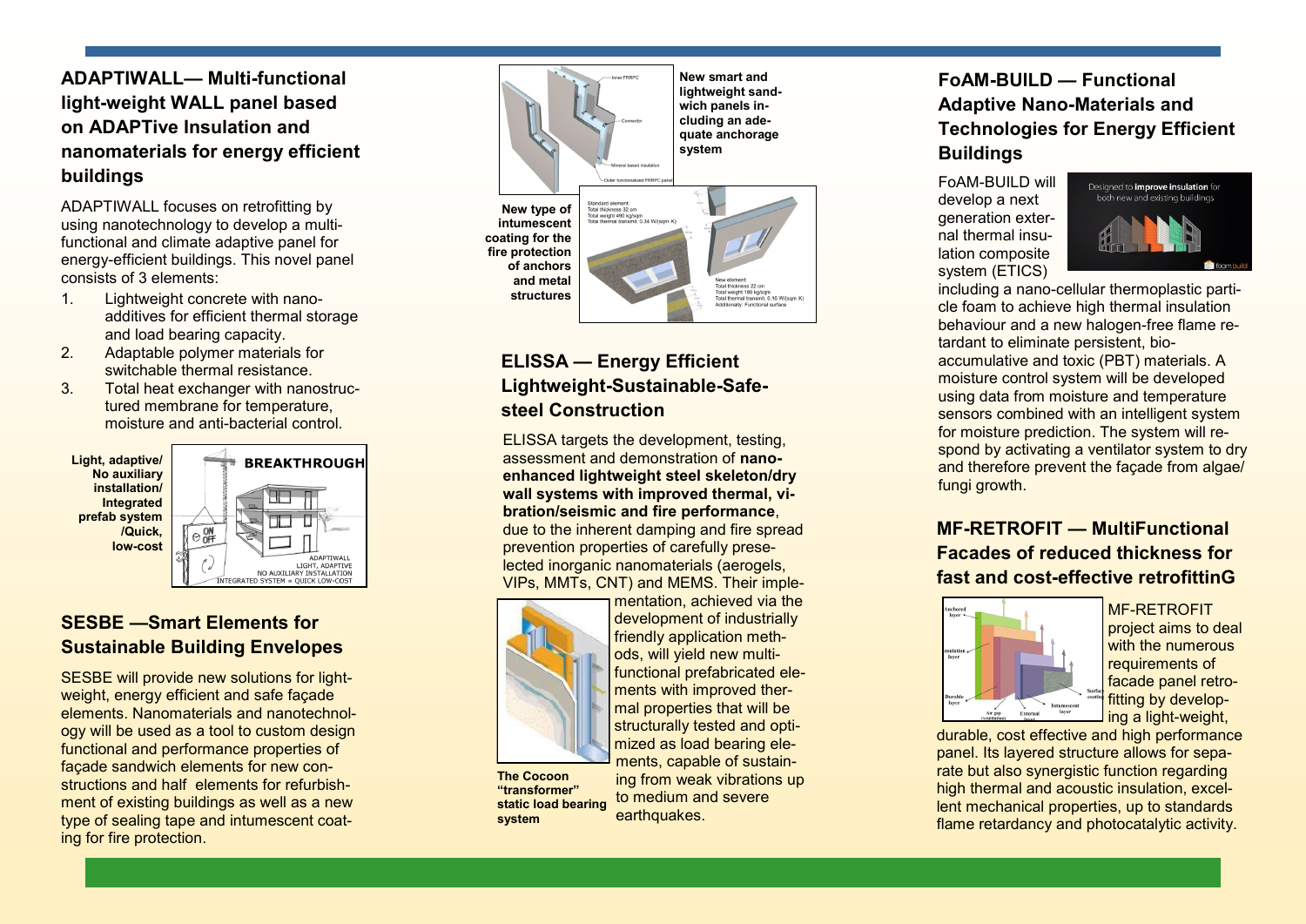## ADAPTIWALL— Multi-functional light-weight WALL panel based on ADAPTive Insulation and nanomaterials for energy efficient buildings

ADAPTIWALL focuses on retrofitting by using nanotechnology to develop a multi-functional and climate adaptive panel for energy-efficient buildings. This novel panel consists of 3 elements:

1. Lightweight concrete with nano-additives for efficient thermal storage and load bearing capacity.
2. Adaptable polymer materials for switchable thermal resistance.
3. Total heat exchanger with nanostructured membrane for temperature, moisture and anti-bacterial control.

**Light, adaptive/ No auxiliary installation/ Integrated prefab system /Quick, low-cost**

## SESBE —Smart Elements for Sustainable Building Envelopes

SESBE will provide new solutions for light-weight, energy efficient and safe façade elements. Nanomaterials and nanotechnology will be used as a tool to custom design functional and performance properties of façade sandwich elements for new constructions and half elements for refurbishment of existing buildings as well as a new type of sealing tape and intumescent coating for fire protection.

**New smart and lightweight sandwich panels including an adequate anchorage system**

**New type of intumescent coating for the fire protection of anchors and metal structures**

## ELISSA — Energy Efficient Lightweight-Sustainable-Safe-steel Construction

ELISSA targets the development, testing, assessment and demonstration of **nano-enhanced lightweight steel skeleton/dry wall systems with improved thermal, vibration/seismic and fire performance**, due to the inherent damping and fire spread prevention properties of carefully preselected inorganic nanomaterials (aerogels, VIPs, MMTs, CNT) and MEMS. Their implementation, achieved via the development of industrially friendly application methods, will yield new multi-functional prefabricated elements with improved thermal properties that will be structurally tested and optimized as load bearing elements, capable of sustaining from weak vibrations up to medium and severe earthquakes.

**The Cocoon "transformer" static load bearing system**

## FoAM-BUILD — Functional Adaptive Nano-Materials and Technologies for Energy Efficient Buildings

FoAM-BUILD will develop a next generation external thermal insulation composite system (ETICS) including a nano-cellular thermoplastic particle foam to achieve high thermal insulation behaviour and a new halogen-free flame retardant to eliminate persistent, bio-accumulative and toxic (PBT) materials. A moisture control system will be developed using data from moisture and temperature sensors combined with an intelligent system for moisture prediction. The system will respond by activating a ventilator system to dry and therefore prevent the façade from algae/ fungi growth.

## MF-RETROFIT — MultiFunctional Facades of reduced thickness for fast and cost-effective retrofittinG

MF-RETROFIT project aims to deal with the numerous requirements of facade panel retrofitting by developing a light-weight, durable, cost effective and high performance panel. Its layered structure allows for separate but also synergistic function regarding high thermal and acoustic insulation, excellent mechanical properties, up to standards flame retardancy and photocatalytic activity.